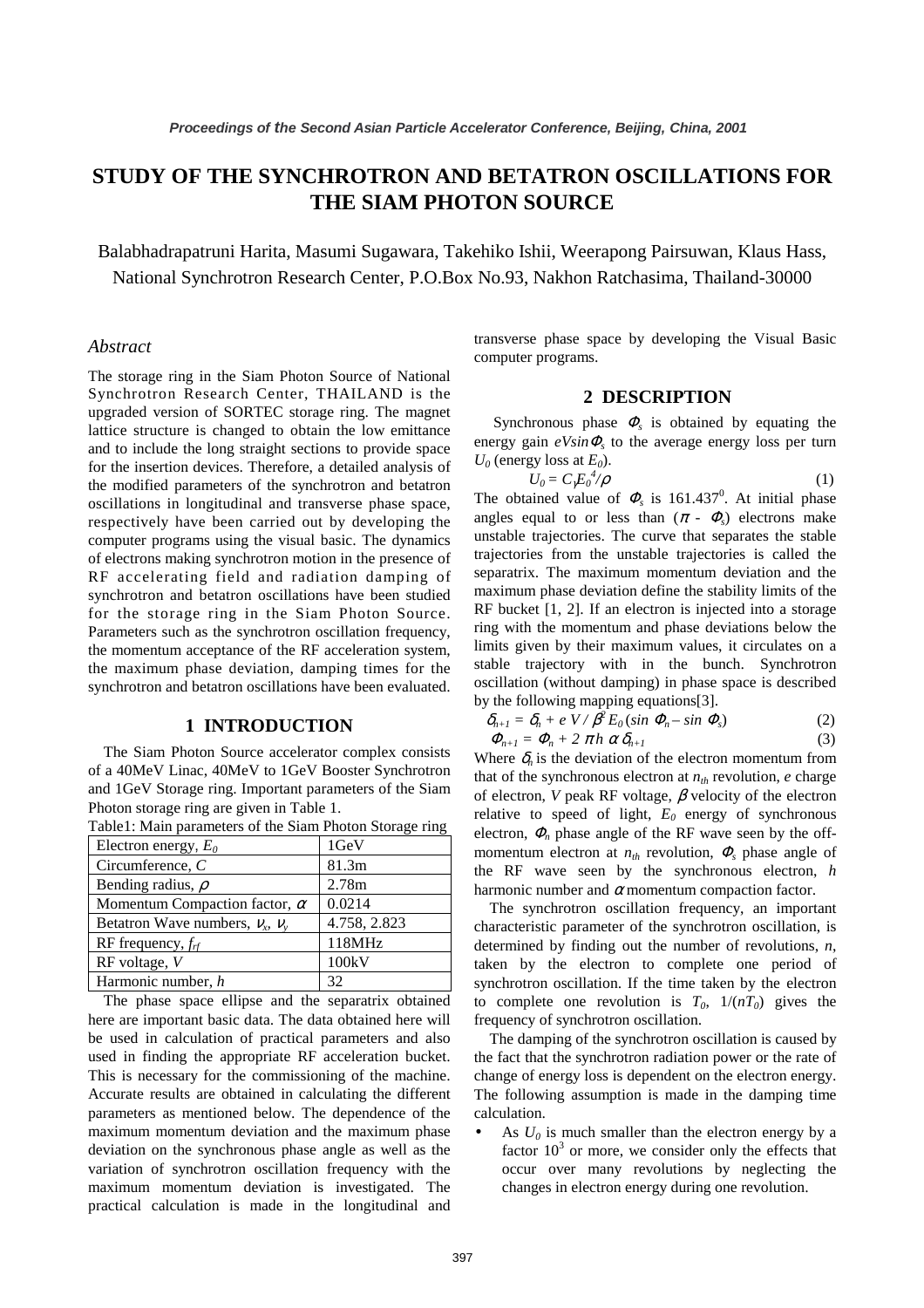# STUDY OF THE SYNCHROTRON AND BETATRON OSCILLATIONS FOR THE SIAM PHOTON SOURCE

Balabhadrapatruni Harita, Masumi Sugawara, Takehiko Ishii, Weerapong Pairsuwan, Klaus Hass, National Synchrotron Research Center, P.O.Box No.93, Nakhon Ratchasima, Thailand-30000

## *Abstract*

The storage ring in the Siam Photon Source of National Synchrotron Research Center, THAILAND is the upgraded version of SORTEC storage ring. The magnet lattice structure is changed to obtain the low emittance and to include the long straight sections to provide space for the insertion devices. Therefore, a detailed analysis of the modified parameters of the synchrotron and betatron oscillations in longitudinal and transverse phase space, respectively have been carried out by developing the computer programs using the visual basic. The dynamics of electrons making synchrotron motion in the presence of RF accelerating field and radiation damping of synchrotron and betatron oscillations have been studied for the storage ring in the Siam Photon Source. Parameters such as the synchrotron oscillation frequency, the momentum acceptance of the RF acceleration system, the maximum phase deviation, damping times for the synchrotron and betatron oscillations have been evaluated.

## 1 INTRODUCTION

The Siam Photon Source accelerator complex consists of a 40MeV Linac, 40MeV to 1GeV Booster Synchrotron and 1GeV Storage ring. Important parameters of the Siam Photon storage ring are given in Table 1.

Table1: Main parameters of the Siam Photon Storage ring

| Parameter | Value |
|---|---|
| Electron energy, $E_0$ | 1GeV |
| Circumference, $C$ | 81.3m |
| Bending radius, $\rho$ | 2.78m |
| Momentum Compaction factor, $\alpha$ | 0.0214 |
| Betatron Wave numbers, $\nu_x$, $\nu_y$ | 4.758, 2.823 |
| RF frequency, $f_{rf}$ | 118MHz |
| RF voltage, $V$ | 100kV |
| Harmonic number, $h$ | 32 |

The phase space ellipse and the separatrix obtained here are important basic data. The data obtained here will be used in calculation of practical parameters and also used in finding the appropriate RF acceleration bucket. This is necessary for the commissioning of the machine. Accurate results are obtained in calculating the different parameters as mentioned below. The dependence of the maximum momentum deviation and the maximum phase deviation on the synchronous phase angle as well as the variation of synchrotron oscillation frequency with the maximum momentum deviation is investigated. The practical calculation is made in the longitudinal and transverse phase space by developing the Visual Basic computer programs.

## 2 DESCRIPTION

Synchronous phase $\Phi_s$ is obtained by equating the energy gain $eV\sin\Phi_s$ to the average energy loss per turn $U_0$ (energy loss at $E_0$).

$$U_0 = C_\gamma E_0^4/\rho \tag{1}$$

The obtained value of $\Phi_s$ is $161.437^0$. At initial phase angles equal to or less than $(\pi - \Phi_s)$ electrons make unstable trajectories. The curve that separates the stable trajectories from the unstable trajectories is called the separatrix. The maximum momentum deviation and the maximum phase deviation define the stability limits of the RF bucket [1, 2]. If an electron is injected into a storage ring with the momentum and phase deviations below the limits given by their maximum values, it circulates on a stable trajectory with in the bunch. Synchrotron oscillation (without damping) in phase space is described by the following mapping equations[3].

$$\delta_{n+1} = \delta_n + e\,V / \beta^2 E_0 (\sin\Phi_n - \sin\Phi_s) \tag{2}$$

$$\Phi_{n+1} = \Phi_n + 2\pi h\,\alpha\,\delta_{n+1} \tag{3}$$

Where $\delta_n$ is the deviation of the electron momentum from that of the synchronous electron at $n_{th}$ revolution, $e$ charge of electron, $V$ peak RF voltage, $\beta$ velocity of the electron relative to speed of light, $E_0$ energy of synchronous electron, $\Phi_n$ phase angle of the RF wave seen by the off-momentum electron at $n_{th}$ revolution, $\Phi_s$ phase angle of the RF wave seen by the synchronous electron, $h$ harmonic number and $\alpha$ momentum compaction factor.

The synchrotron oscillation frequency, an important characteristic parameter of the synchrotron oscillation, is determined by finding out the number of revolutions, $n$, taken by the electron to complete one period of synchrotron oscillation. If the time taken by the electron to complete one revolution is $T_0$, $1/(nT_0)$ gives the frequency of synchrotron oscillation.

The damping of the synchrotron oscillation is caused by the fact that the synchrotron radiation power or the rate of change of energy loss is dependent on the electron energy. The following assumption is made in the damping time calculation.

- As $U_0$ is much smaller than the electron energy by a factor $10^3$ or more, we consider only the effects that occur over many revolutions by neglecting the changes in electron energy during one revolution.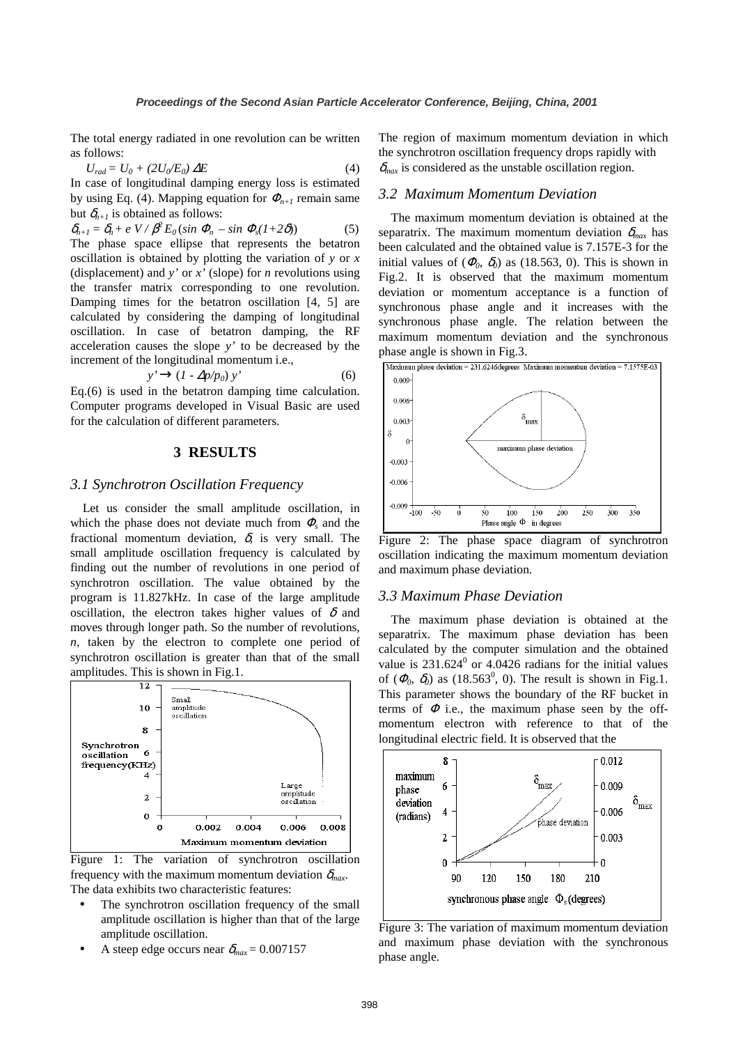The total energy radiated in one revolution can be written as follows:

$$U_{rad} = U_0 + (2U_0/E_0)\,\Delta E \qquad (4)$$

In case of longitudinal damping energy loss is estimated by using Eq. (4). Mapping equation for $\Phi_{n+1}$ remain same but $\delta_{n+1}$ is obtained as follows:

$$\delta_{n+1} = \delta_n + e\,V/\beta^2 E_0\,(\sin\Phi_n - \sin\Phi_s(1+2\delta)) \qquad (5)$$

The phase space ellipse that represents the betatron oscillation is obtained by plotting the variation of $y$ or $x$ (displacement) and $y'$ or $x'$ (slope) for $n$ revolutions using the transfer matrix corresponding to one revolution. Damping times for the betatron oscillation [4, 5] are calculated by considering the damping of longitudinal oscillation. In case of betatron damping, the RF acceleration causes the slope $y'$ to be decreased by the increment of the longitudinal momentum i.e.,

$$y' \rightarrow (1 - \Delta p/p_0)\,y' \qquad (6)$$

Eq.(6) is used in the betatron damping time calculation. Computer programs developed in Visual Basic are used for the calculation of different parameters.

## 3 RESULTS

### 3.1 Synchrotron Oscillation Frequency

Let us consider the small amplitude oscillation, in which the phase does not deviate much from $\Phi_s$ and the fractional momentum deviation, $\delta$, is very small. The small amplitude oscillation frequency is calculated by finding out the number of revolutions in one period of synchrotron oscillation. The value obtained by the program is 11.827kHz. In case of the large amplitude oscillation, the electron takes higher values of $\delta$ and moves through longer path. So the number of revolutions, $n$, taken by the electron to complete one period of synchrotron oscillation is greater than that of the small amplitudes. This is shown in Fig.1.

Figure 1: The variation of synchrotron oscillation frequency with the maximum momentum deviation $\delta_{max}$.

The data exhibits two characteristic features:

- The synchrotron oscillation frequency of the small amplitude oscillation is higher than that of the large amplitude oscillation.
- A steep edge occurs near $\delta_{max} = 0.007157$

The region of maximum momentum deviation in which the synchrotron oscillation frequency drops rapidly with $\delta_{max}$ is considered as the unstable oscillation region.

### 3.2 Maximum Momentum Deviation

The maximum momentum deviation is obtained at the separatrix. The maximum momentum deviation $\delta_{max}$ has been calculated and the obtained value is 7.157E-3 for the initial values of ($\Phi_0$, $\delta_0$) as (18.563, 0). This is shown in Fig.2. It is observed that the maximum momentum deviation or momentum acceptance is a function of synchronous phase angle and it increases with the synchronous phase angle. The relation between the maximum momentum deviation and the synchronous phase angle is shown in Fig.3.

Figure 2: The phase space diagram of synchrotron oscillation indicating the maximum momentum deviation and maximum phase deviation.

### 3.3 Maximum Phase Deviation

The maximum phase deviation is obtained at the separatrix. The maximum phase deviation has been calculated by the computer simulation and the obtained value is $231.624^0$ or 4.0426 radians for the initial values of ($\Phi_0$, $\delta_0$) as ($18.563^0$, 0). The result is shown in Fig.1. This parameter shows the boundary of the RF bucket in terms of $\Phi$ i.e., the maximum phase seen by the off-momentum electron with reference to that of the longitudinal electric field. It is observed that the

Figure 3: The variation of maximum momentum deviation and maximum phase deviation with the synchronous phase angle.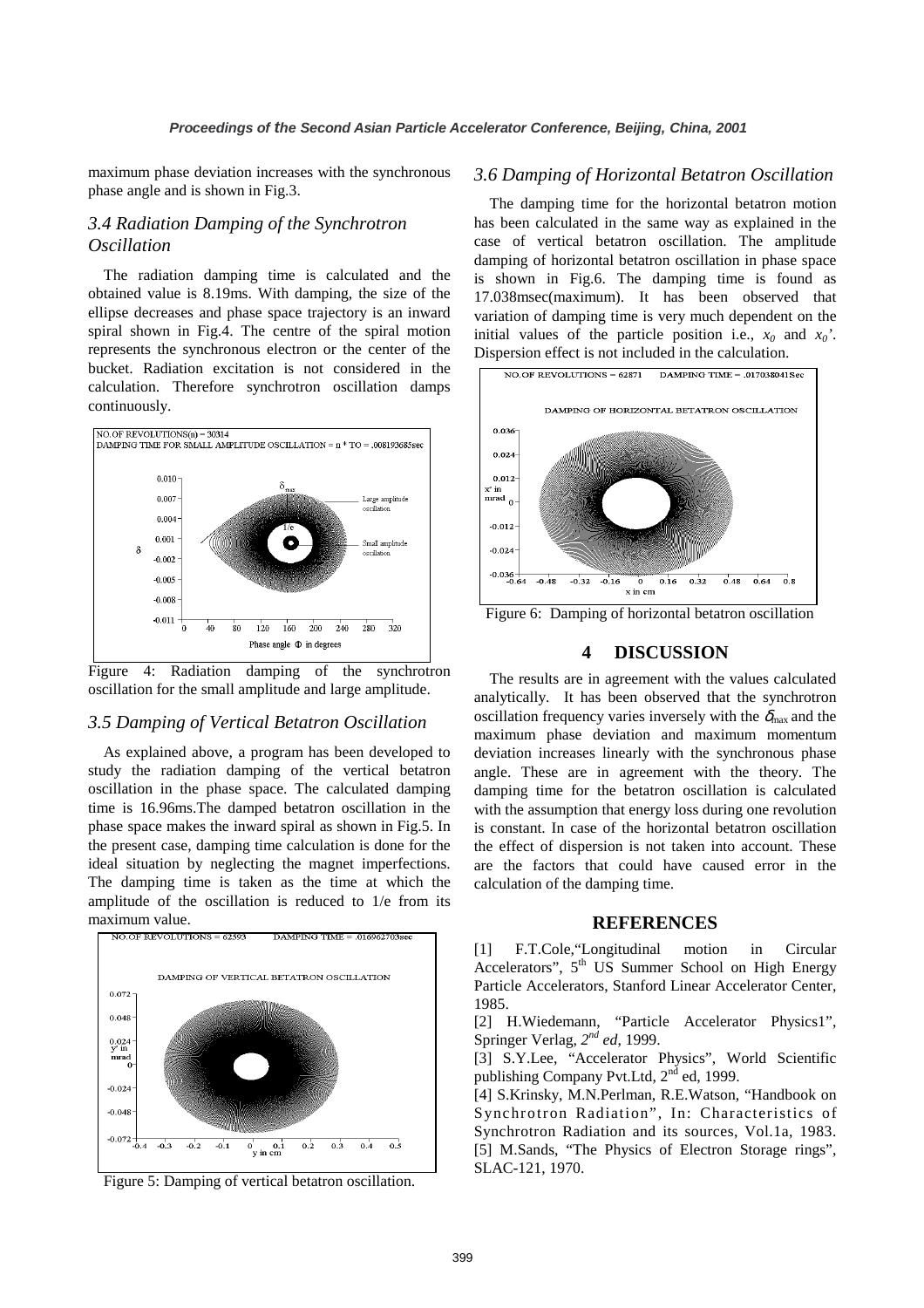maximum phase deviation increases with the synchronous phase angle and is shown in Fig.3.

### *3.4 Radiation Damping of the Synchrotron Oscillation*

The radiation damping time is calculated and the obtained value is 8.19ms. With damping, the size of the ellipse decreases and phase space trajectory is an inward spiral shown in Fig.4. The centre of the spiral motion represents the synchronous electron or the center of the bucket. Radiation excitation is not considered in the calculation. Therefore synchrotron oscillation damps continuously.

NO.OF REVOLUTIONS(n) = 30314
DAMPING TIME FOR SMALL AMPLITUDE OSCILLATION = n * TO = .008193685sec

$\delta_{max}$

1/e

Large amplitude oscillation

Small amplitude oscillation

$\delta$

0.010, 0.007, 0.004, 0.001, -0.002, -0.005, -0.008, -0.011

0, 40, 80, 120, 160, 200, 240, 280, 320

Phase angle $\Phi$ in degrees

Figure 4: Radiation damping of the synchrotron oscillation for the small amplitude and large amplitude.

### *3.5 Damping of Vertical Betatron Oscillation*

As explained above, a program has been developed to study the radiation damping of the vertical betatron oscillation in the phase space. The calculated damping time is 16.96ms.The damped betatron oscillation in the phase space makes the inward spiral as shown in Fig.5. In the present case, damping time calculation is done for the ideal situation by neglecting the magnet imperfections. The damping time is taken as the time at which the amplitude of the oscillation is reduced to 1/e from its maximum value.

NO.OF REVOLUTIONS = 62593    DAMPING TIME = .016962703sec

DAMPING OF VERTICAL BETATRON OSCILLATION

y' in mrad

0.072, 0.048, 0.024, 0, -0.024, -0.048, -0.072

-0.4, -0.3, -0.2, -0.1, 0, 0.1, 0.2, 0.3, 0.4, 0.5

y in cm

Figure 5: Damping of vertical betatron oscillation.

### *3.6 Damping of Horizontal Betatron Oscillation*

The damping time for the horizontal betatron motion has been calculated in the same way as explained in the case of vertical betatron oscillation. The amplitude damping of horizontal betatron oscillation in phase space is shown in Fig.6. The damping time is found as 17.038msec(maximum). It has been observed that variation of damping time is very much dependent on the initial values of the particle position i.e., $x_0$ and $x_0$'. Dispersion effect is not included in the calculation.

NO.OF REVOLUTIONS = 62871    DAMPING TIME = .017038041Sec

DAMPING OF HORIZONTAL BETATRON OSCILLATION

x' in mrad

0.036, 0.024, 0.012, 0, -0.012, -0.024, -0.036

-0.64, -0.48, -0.32, -0.16, 0, 0.16, 0.32, 0.48, 0.64, 0.8

x in cm

Figure 6: Damping of horizontal betatron oscillation

## 4 DISCUSSION

The results are in agreement with the values calculated analytically. It has been observed that the synchrotron oscillation frequency varies inversely with the $\delta_{max}$ and the maximum phase deviation and maximum momentum deviation increases linearly with the synchronous phase angle. These are in agreement with the theory. The damping time for the betatron oscillation is calculated with the assumption that energy loss during one revolution is constant. In case of the horizontal betatron oscillation the effect of dispersion is not taken into account. These are the factors that could have caused error in the calculation of the damping time.

## REFERENCES

[1] F.T.Cole,"Longitudinal motion in Circular Accelerators", 5th US Summer School on High Energy Particle Accelerators, Stanford Linear Accelerator Center, 1985.

[2] H.Wiedemann, "Particle Accelerator Physics1", Springer Verlag, *2nd ed*, 1999.

[3] S.Y.Lee, "Accelerator Physics", World Scientific publishing Company Pvt.Ltd, 2nd ed, 1999.

[4] S.Krinsky, M.N.Perlman, R.E.Watson, "Handbook on Synchrotron Radiation", In: Characteristics of Synchrotron Radiation and its sources, Vol.1a, 1983.

[5] M.Sands, "The Physics of Electron Storage rings", SLAC-121, 1970.